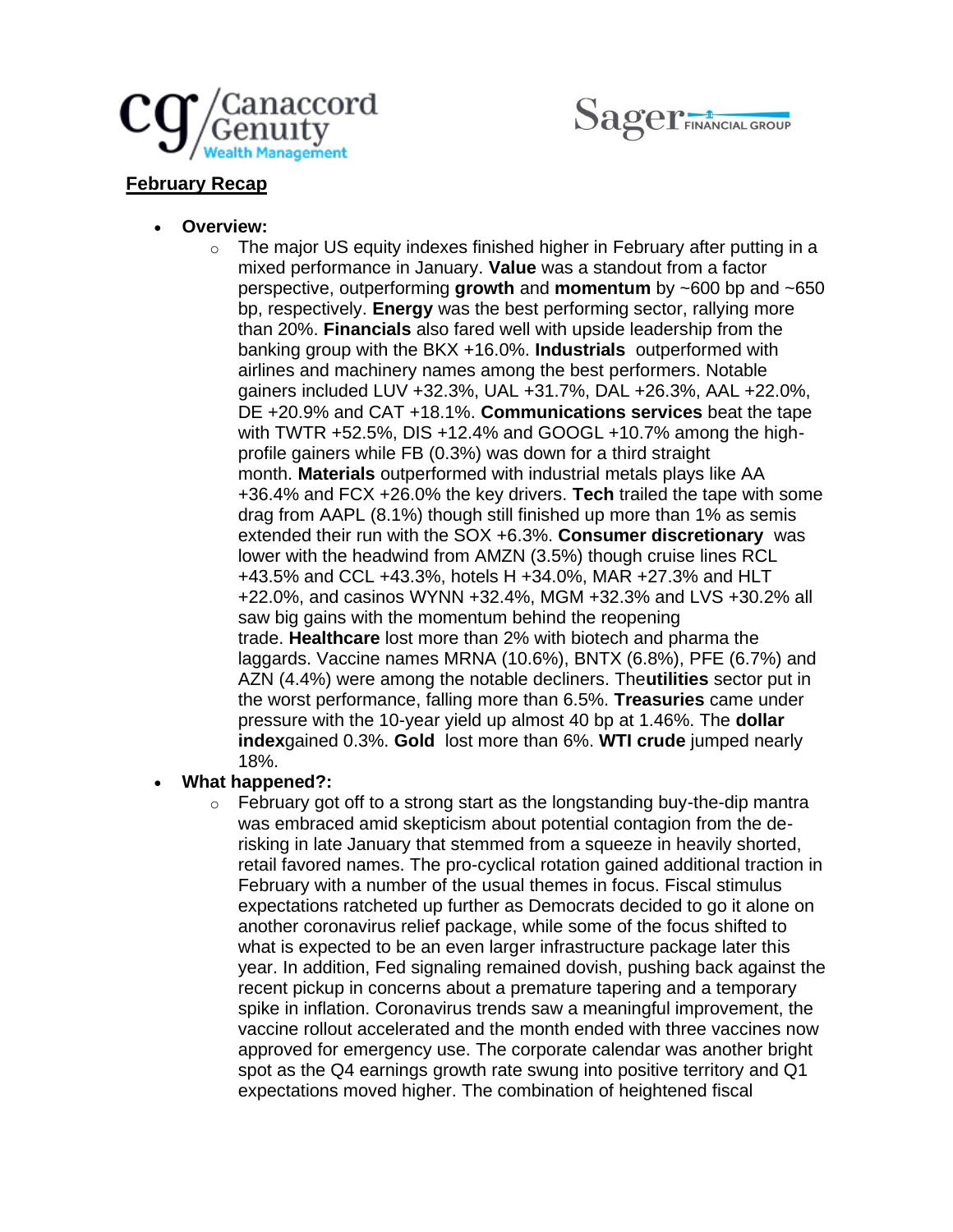## February Recap

- **Overview:**
  - The major US equity indexes finished higher in February after putting in a mixed performance in January. **Value** was a standout from a factor perspective, outperforming **growth** and **momentum** by ~600 bp and ~650 bp, respectively. **Energy** was the best performing sector, rallying more than 20%. **Financials** also fared well with upside leadership from the banking group with the BKX +16.0%. **Industrials** outperformed with airlines and machinery names among the best performers. Notable gainers included LUV +32.3%, UAL +31.7%, DAL +26.3%, AAL +22.0%, DE +20.9% and CAT +18.1%. **Communications services** beat the tape with TWTR +52.5%, DIS +12.4% and GOOGL +10.7% among the high-profile gainers while FB (0.3%) was down for a third straight month. **Materials** outperformed with industrial metals plays like AA +36.4% and FCX +26.0% the key drivers. **Tech** trailed the tape with some drag from AAPL (8.1%) though still finished up more than 1% as semis extended their run with the SOX +6.3%. **Consumer discretionary** was lower with the headwind from AMZN (3.5%) though cruise lines RCL +43.5% and CCL +43.3%, hotels H +34.0%, MAR +27.3% and HLT +22.0%, and casinos WYNN +32.4%, MGM +32.3% and LVS +30.2% all saw big gains with the momentum behind the reopening trade. **Healthcare** lost more than 2% with biotech and pharma the laggards. Vaccine names MRNA (10.6%), BNTX (6.8%), PFE (6.7%) and AZN (4.4%) were among the notable decliners. The**utilities** sector put in the worst performance, falling more than 6.5%. **Treasuries** came under pressure with the 10-year yield up almost 40 bp at 1.46%. The **dollar index**gained 0.3%. **Gold** lost more than 6%. **WTI crude** jumped nearly 18%.
- **What happened?:**
  - February got off to a strong start as the longstanding buy-the-dip mantra was embraced amid skepticism about potential contagion from the de-risking in late January that stemmed from a squeeze in heavily shorted, retail favored names. The pro-cyclical rotation gained additional traction in February with a number of the usual themes in focus. Fiscal stimulus expectations ratcheted up further as Democrats decided to go it alone on another coronavirus relief package, while some of the focus shifted to what is expected to be an even larger infrastructure package later this year. In addition, Fed signaling remained dovish, pushing back against the recent pickup in concerns about a premature tapering and a temporary spike in inflation. Coronavirus trends saw a meaningful improvement, the vaccine rollout accelerated and the month ended with three vaccines now approved for emergency use. The corporate calendar was another bright spot as the Q4 earnings growth rate swung into positive territory and Q1 expectations moved higher. The combination of heightened fiscal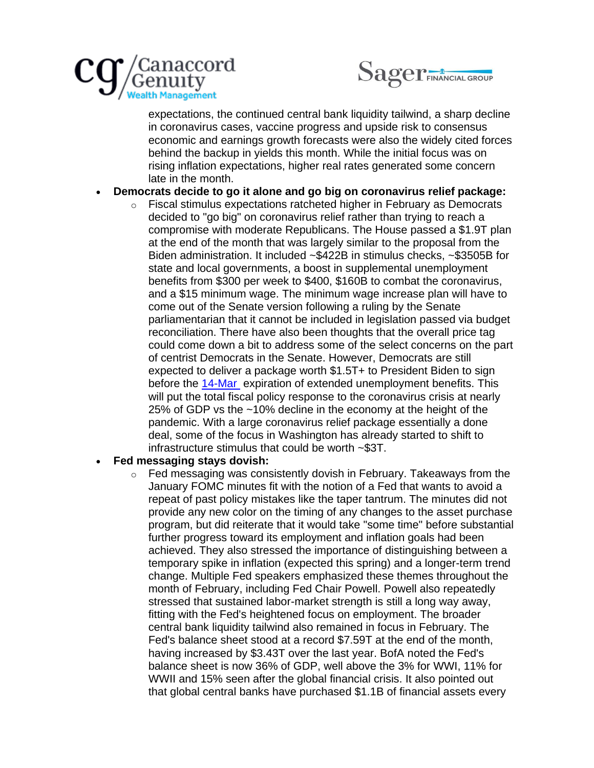expectations, the continued central bank liquidity tailwind, a sharp decline in coronavirus cases, vaccine progress and upside risk to consensus economic and earnings growth forecasts were also the widely cited forces behind the backup in yields this month. While the initial focus was on rising inflation expectations, higher real rates generated some concern late in the month.

- **Democrats decide to go it alone and go big on coronavirus relief package:**
  - Fiscal stimulus expectations ratcheted higher in February as Democrats decided to "go big" on coronavirus relief rather than trying to reach a compromise with moderate Republicans. The House passed a $1.9T plan at the end of the month that was largely similar to the proposal from the Biden administration. It included ~$422B in stimulus checks, ~$3505B for state and local governments, a boost in supplemental unemployment benefits from $300 per week to $400, $160B to combat the coronavirus, and a $15 minimum wage. The minimum wage increase plan will have to come out of the Senate version following a ruling by the Senate parliamentarian that it cannot be included in legislation passed via budget reconciliation. There have also been thoughts that the overall price tag could come down a bit to address some of the select concerns on the part of centrist Democrats in the Senate. However, Democrats are still expected to deliver a package worth $1.5T+ to President Biden to sign before the 14-Mar expiration of extended unemployment benefits. This will put the total fiscal policy response to the coronavirus crisis at nearly 25% of GDP vs the ~10% decline in the economy at the height of the pandemic. With a large coronavirus relief package essentially a done deal, some of the focus in Washington has already started to shift to infrastructure stimulus that could be worth ~$3T.
- **Fed messaging stays dovish:**
  - Fed messaging was consistently dovish in February. Takeaways from the January FOMC minutes fit with the notion of a Fed that wants to avoid a repeat of past policy mistakes like the taper tantrum. The minutes did not provide any new color on the timing of any changes to the asset purchase program, but did reiterate that it would take "some time" before substantial further progress toward its employment and inflation goals had been achieved. They also stressed the importance of distinguishing between a temporary spike in inflation (expected this spring) and a longer-term trend change. Multiple Fed speakers emphasized these themes throughout the month of February, including Fed Chair Powell. Powell also repeatedly stressed that sustained labor-market strength is still a long way away, fitting with the Fed's heightened focus on employment. The broader central bank liquidity tailwind also remained in focus in February. The Fed's balance sheet stood at a record $7.59T at the end of the month, having increased by $3.43T over the last year. BofA noted the Fed's balance sheet is now 36% of GDP, well above the 3% for WWI, 11% for WWII and 15% seen after the global financial crisis. It also pointed out that global central banks have purchased $1.1B of financial assets every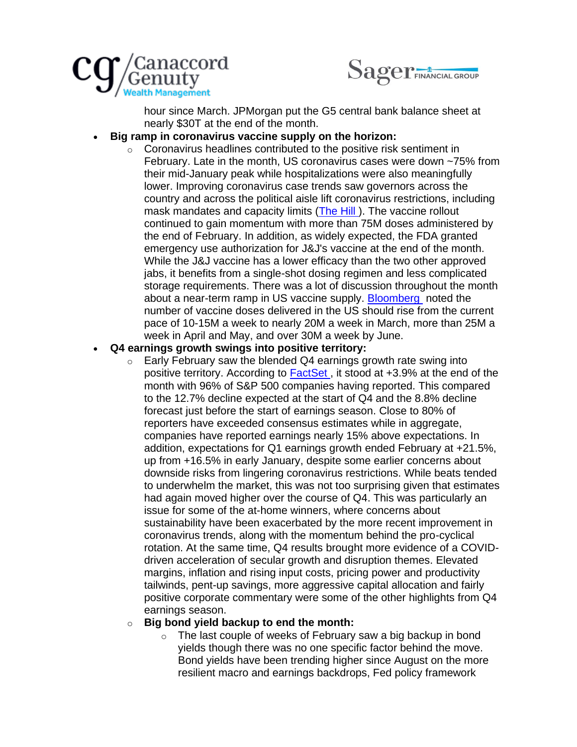hour since March. JPMorgan put the G5 central bank balance sheet at nearly $30T at the end of the month.

- **Big ramp in coronavirus vaccine supply on the horizon:**
  - Coronavirus headlines contributed to the positive risk sentiment in February. Late in the month, US coronavirus cases were down ~75% from their mid-January peak while hospitalizations were also meaningfully lower. Improving coronavirus case trends saw governors across the country and across the political aisle lift coronavirus restrictions, including mask mandates and capacity limits (The Hill). The vaccine rollout continued to gain momentum with more than 75M doses administered by the end of February. In addition, as widely expected, the FDA granted emergency use authorization for J&J's vaccine at the end of the month. While the J&J vaccine has a lower efficacy than the two other approved jabs, it benefits from a single-shot dosing regimen and less complicated storage requirements. There was a lot of discussion throughout the month about a near-term ramp in US vaccine supply. Bloomberg noted the number of vaccine doses delivered in the US should rise from the current pace of 10-15M a week to nearly 20M a week in March, more than 25M a week in April and May, and over 30M a week by June.
- **Q4 earnings growth swings into positive territory:**
  - Early February saw the blended Q4 earnings growth rate swing into positive territory. According to FactSet, it stood at +3.9% at the end of the month with 96% of S&P 500 companies having reported. This compared to the 12.7% decline expected at the start of Q4 and the 8.8% decline forecast just before the start of earnings season. Close to 80% of reporters have exceeded consensus estimates while in aggregate, companies have reported earnings nearly 15% above expectations. In addition, expectations for Q1 earnings growth ended February at +21.5%, up from +16.5% in early January, despite some earlier concerns about downside risks from lingering coronavirus restrictions. While beats tended to underwhelm the market, this was not too surprising given that estimates had again moved higher over the course of Q4. This was particularly an issue for some of the at-home winners, where concerns about sustainability have been exacerbated by the more recent improvement in coronavirus trends, along with the momentum behind the pro-cyclical rotation. At the same time, Q4 results brought more evidence of a COVID-driven acceleration of secular growth and disruption themes. Elevated margins, inflation and rising input costs, pricing power and productivity tailwinds, pent-up savings, more aggressive capital allocation and fairly positive corporate commentary were some of the other highlights from Q4 earnings season.
  - **Big bond yield backup to end the month:**
    - The last couple of weeks of February saw a big backup in bond yields though there was no one specific factor behind the move. Bond yields have been trending higher since August on the more resilient macro and earnings backdrops, Fed policy framework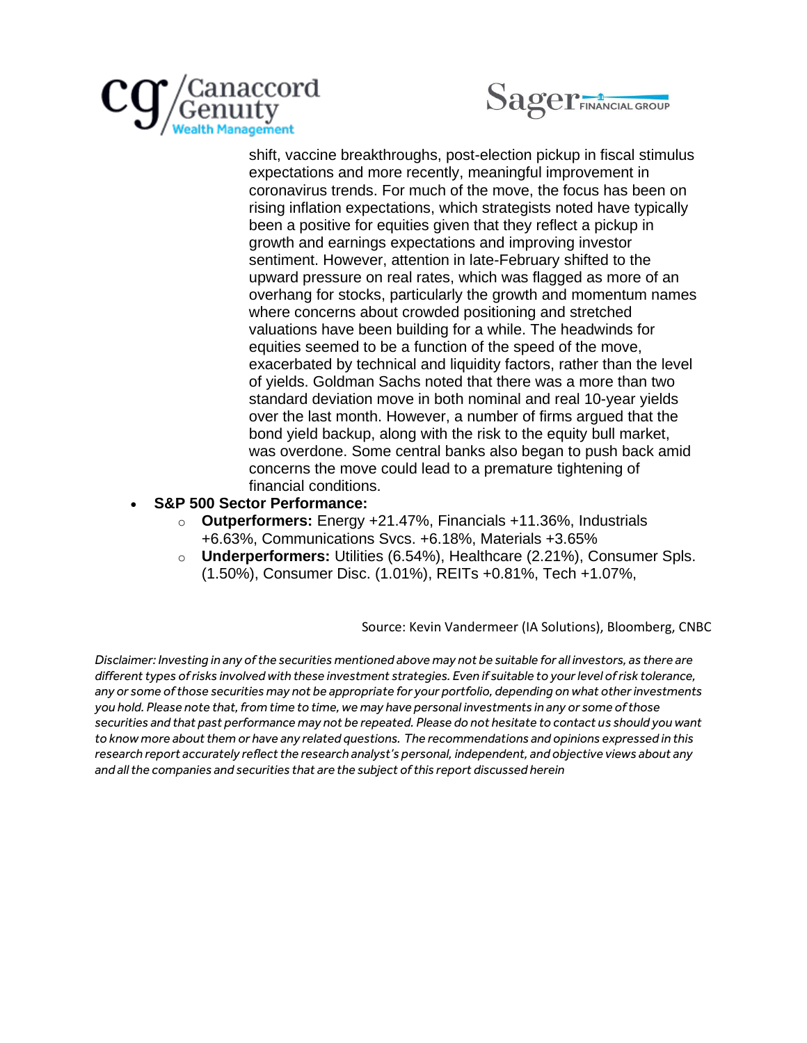shift, vaccine breakthroughs, post-election pickup in fiscal stimulus expectations and more recently, meaningful improvement in coronavirus trends. For much of the move, the focus has been on rising inflation expectations, which strategists noted have typically been a positive for equities given that they reflect a pickup in growth and earnings expectations and improving investor sentiment. However, attention in late-February shifted to the upward pressure on real rates, which was flagged as more of an overhang for stocks, particularly the growth and momentum names where concerns about crowded positioning and stretched valuations have been building for a while. The headwinds for equities seemed to be a function of the speed of the move, exacerbated by technical and liquidity factors, rather than the level of yields. Goldman Sachs noted that there was a more than two standard deviation move in both nominal and real 10-year yields over the last month. However, a number of firms argued that the bond yield backup, along with the risk to the equity bull market, was overdone. Some central banks also began to push back amid concerns the move could lead to a premature tightening of financial conditions.

- **S&P 500 Sector Performance:**
  - **Outperformers:** Energy +21.47%, Financials +11.36%, Industrials +6.63%, Communications Svcs. +6.18%, Materials +3.65%
  - **Underperformers:** Utilities (6.54%), Healthcare (2.21%), Consumer Spls. (1.50%), Consumer Disc. (1.01%), REITs +0.81%, Tech +1.07%,

Source: Kevin Vandermeer (IA Solutions), Bloomberg, CNBC

*Disclaimer: Investing in any of the securities mentioned above may not be suitable for all investors, as there are different types of risks involved with these investment strategies. Even if suitable to your level of risk tolerance, any or some of those securities may not be appropriate for your portfolio, depending on what other investments you hold. Please note that, from time to time, we may have personal investments in any or some of those securities and that past performance may not be repeated. Please do not hesitate to contact us should you want to know more about them or have any related questions. The recommendations and opinions expressed in this research report accurately reflect the research analyst's personal, independent, and objective views about any and all the companies and securities that are the subject of this report discussed herein*